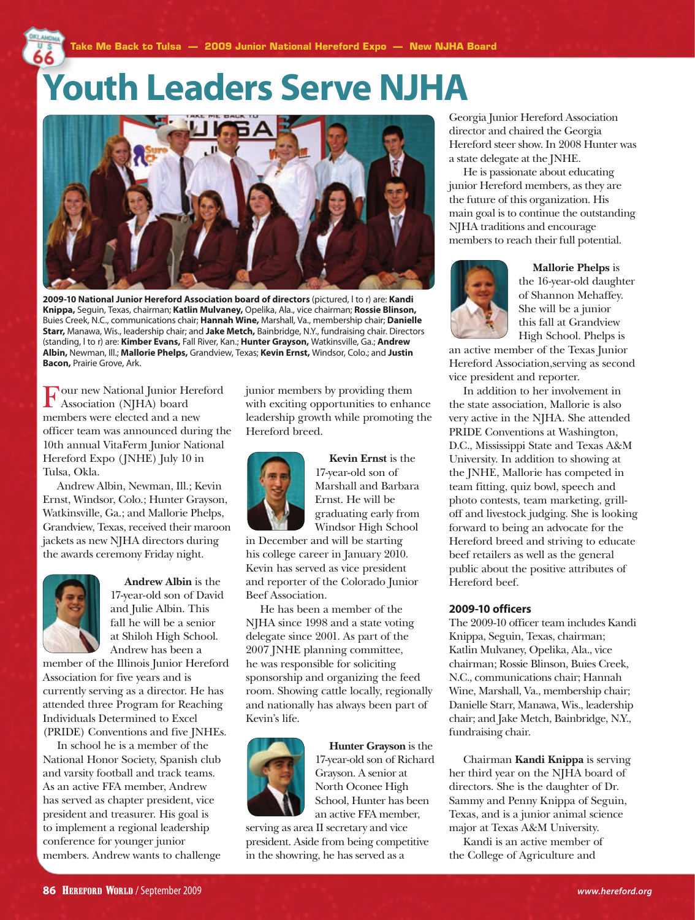# Youth Leaders Serve NJHA

**2009-10 National Junior Hereford Association board of directors** (pictured, l to r) are: **Kandi Knippa,** Seguin, Texas, chairman; **Katlin Mulvaney,** Opelika, Ala., vice chairman; **Rossie Blinson,** Buies Creek, N.C., communications chair; **Hannah Wine,** Marshall, Va., membership chair; **Danielle Starr,** Manawa, Wis., leadership chair; and **Jake Metch,** Bainbridge, N.Y., fundraising chair. Directors (standing, l to r) are: **Kimber Evans,** Fall River, Kan.; **Hunter Grayson,** Watkinsville, Ga.; **Andrew Albin,** Newman, Ill.; **Mallorie Phelps,** Grandview, Texas; **Kevin Ernst,** Windsor, Colo.; and **Justin Bacon,** Prairie Grove, Ark.

Four new National Junior Hereford Association (NJHA) board members were elected and a new officer team was announced during the 10th annual VitaFerm Junior National Hereford Expo (JNHE) July 10 in Tulsa, Okla.

Andrew Albin, Newman, Ill.; Kevin Ernst, Windsor, Colo.; Hunter Grayson, Watkinsville, Ga.; and Mallorie Phelps, Grandview, Texas, received their maroon jackets as new NJHA directors during the awards ceremony Friday night.

**Andrew Albin** is the 17-year-old son of David and Julie Albin. This fall he will be a senior at Shiloh High School. Andrew has been a member of the Illinois Junior Hereford Association for five years and is currently serving as a director. He has attended three Program for Reaching Individuals Determined to Excel (PRIDE) Conventions and five JNHEs.

In school he is a member of the National Honor Society, Spanish club and varsity football and track teams. As an active FFA member, Andrew has served as chapter president, vice president and treasurer. His goal is to implement a regional leadership conference for younger junior members. Andrew wants to challenge junior members by providing them with exciting opportunities to enhance leadership growth while promoting the Hereford breed.

**Kevin Ernst** is the 17-year-old son of Marshall and Barbara Ernst. He will be graduating early from Windsor High School in December and will be starting his college career in January 2010. Kevin has served as vice president and reporter of the Colorado Junior Beef Association.

He has been a member of the NJHA since 1998 and a state voting delegate since 2001. As part of the 2007 JNHE planning committee, he was responsible for soliciting sponsorship and organizing the feed room. Showing cattle locally, regionally and nationally has always been part of Kevin's life.

**Hunter Grayson** is the 17-year-old son of Richard Grayson. A senior at North Oconee High School, Hunter has been an active FFA member, serving as area II secretary and vice president. Aside from being competitive in the showring, he has served as a Georgia Junior Hereford Association director and chaired the Georgia Hereford steer show. In 2008 Hunter was a state delegate at the JNHE.

He is passionate about educating junior Hereford members, as they are the future of this organization. His main goal is to continue the outstanding NJHA traditions and encourage members to reach their full potential.

**Mallorie Phelps** is the 16-year-old daughter of Shannon Mehaffey. She will be a junior this fall at Grandview High School. Phelps is an active member of the Texas Junior Hereford Association,serving as second vice president and reporter.

In addition to her involvement in the state association, Mallorie is also very active in the NJHA. She attended PRIDE Conventions at Washington, D.C., Mississippi State and Texas A&M University. In addition to showing at the JNHE, Mallorie has competed in team fitting, quiz bowl, speech and photo contests, team marketing, grill-off and livestock judging. She is looking forward to being an advocate for the Hereford breed and striving to educate beef retailers as well as the general public about the positive attributes of Hereford beef.

### 2009-10 officers

The 2009-10 officer team includes Kandi Knippa, Seguin, Texas, chairman; Katlin Mulvaney, Opelika, Ala., vice chairman; Rossie Blinson, Buies Creek, N.C., communications chair; Hannah Wine, Marshall, Va., membership chair; Danielle Starr, Manawa, Wis., leadership chair; and Jake Metch, Bainbridge, N.Y., fundraising chair.

Chairman **Kandi Knippa** is serving her third year on the NJHA board of directors. She is the daughter of Dr. Sammy and Penny Knippa of Seguin, Texas, and is a junior animal science major at Texas A&M University.

Kandi is an active member of the College of Agriculture and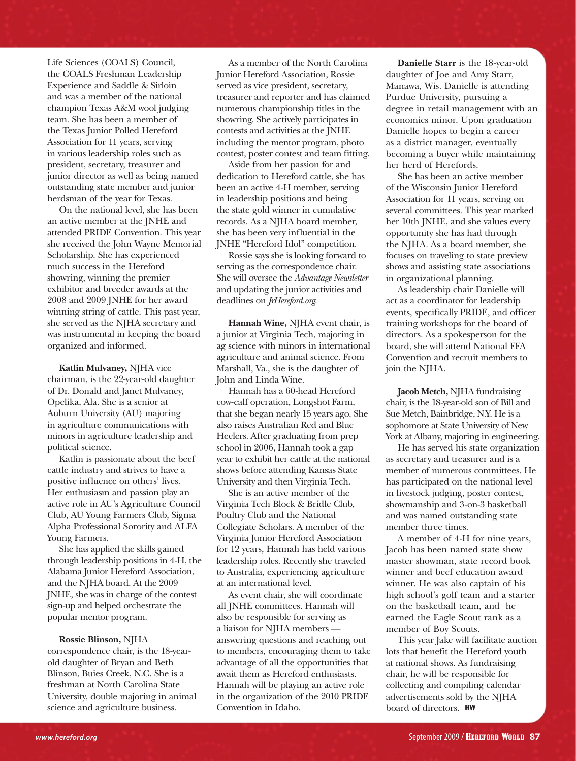Life Sciences (COALS) Council, the COALS Freshman Leadership Experience and Saddle & Sirloin and was a member of the national champion Texas A&M wool judging team. She has been a member of the Texas Junior Polled Hereford Association for 11 years, serving in various leadership roles such as president, secretary, treasurer and junior director as well as being named outstanding state member and junior herdsman of the year for Texas.

On the national level, she has been an active member at the JNHE and attended PRIDE Convention. This year she received the John Wayne Memorial Scholarship. She has experienced much success in the Hereford showring, winning the premier exhibitor and breeder awards at the 2008 and 2009 JNHE for her award winning string of cattle. This past year, she served as the NJHA secretary and was instrumental in keeping the board organized and informed.

**Katlin Mulvaney,** NJHA vice chairman, is the 22-year-old daughter of Dr. Donald and Janet Mulvaney, Opelika, Ala. She is a senior at Auburn University (AU) majoring in agriculture communications with minors in agriculture leadership and political science.

Katlin is passionate about the beef cattle industry and strives to have a positive influence on others' lives. Her enthusiasm and passion play an active role in AU's Agriculture Council Club, AU Young Farmers Club, Sigma Alpha Professional Sorority and ALFA Young Farmers.

She has applied the skills gained through leadership positions in 4-H, the Alabama Junior Hereford Association, and the NJHA board. At the 2009 JNHE, she was in charge of the contest sign-up and helped orchestrate the popular mentor program.

**Rossie Blinson,** NJHA correspondence chair, is the 18-year-old daughter of Bryan and Beth Blinson, Buies Creek, N.C. She is a freshman at North Carolina State University, double majoring in animal science and agriculture business.

As a member of the North Carolina Junior Hereford Association, Rossie served as vice president, secretary, treasurer and reporter and has claimed numerous championship titles in the showring. She actively participates in contests and activities at the JNHE including the mentor program, photo contest, poster contest and team fitting.

Aside from her passion for and dedication to Hereford cattle, she has been an active 4-H member, serving in leadership positions and being the state gold winner in cumulative records. As a NJHA board member, she has been very influential in the JNHE "Hereford Idol" competition.

Rossie says she is looking forward to serving as the correspondence chair. She will oversee the *Advantage Newsletter* and updating the junior activities and deadlines on *JrHereford.org.*

**Hannah Wine,** NJHA event chair, is a junior at Virginia Tech, majoring in ag science with minors in international agriculture and animal science. From Marshall, Va., she is the daughter of John and Linda Wine.

Hannah has a 60-head Hereford cow-calf operation, Longshot Farm, that she began nearly 15 years ago. She also raises Australian Red and Blue Heelers. After graduating from prep school in 2006, Hannah took a gap year to exhibit her cattle at the national shows before attending Kansas State University and then Virginia Tech.

She is an active member of the Virginia Tech Block & Bridle Club, Poultry Club and the National Collegiate Scholars. A member of the Virginia Junior Hereford Association for 12 years, Hannah has held various leadership roles. Recently she traveled to Australia, experiencing agriculture at an international level.

As event chair, she will coordinate all JNHE committees. Hannah will also be responsible for serving as a liaison for NJHA members — answering questions and reaching out to members, encouraging them to take advantage of all the opportunities that await them as Hereford enthusiasts. Hannah will be playing an active role in the organization of the 2010 PRIDE Convention in Idaho.

**Danielle Starr** is the 18-year-old daughter of Joe and Amy Starr, Manawa, Wis. Danielle is attending Purdue University, pursuing a degree in retail management with an economics minor. Upon graduation Danielle hopes to begin a career as a district manager, eventually becoming a buyer while maintaining her herd of Herefords.

She has been an active member of the Wisconsin Junior Hereford Association for 11 years, serving on several committees. This year marked her 10th JNHE, and she values every opportunity she has had through the NJHA. As a board member, she focuses on traveling to state preview shows and assisting state associations in organizational planning.

As leadership chair Danielle will act as a coordinator for leadership events, specifically PRIDE, and officer training workshops for the board of directors. As a spokesperson for the board, she will attend National FFA Convention and recruit members to join the NJHA.

**Jacob Metch,** NJHA fundraising chair, is the 18-year-old son of Bill and Sue Metch, Bainbridge, N.Y. He is a sophomore at State University of New York at Albany, majoring in engineering.

He has served his state organization as secretary and treasurer and is a member of numerous committees. He has participated on the national level in livestock judging, poster contest, showmanship and 3-on-3 basketball and was named outstanding state member three times.

A member of 4-H for nine years, Jacob has been named state show master showman, state record book winner and beef education award winner. He was also captain of his high school's golf team and a starter on the basketball team, and he earned the Eagle Scout rank as a member of Boy Scouts.

This year Jake will facilitate auction lots that benefit the Hereford youth at national shows. As fundraising chair, he will be responsible for collecting and compiling calendar advertisements sold by the NJHA board of directors. **HW**